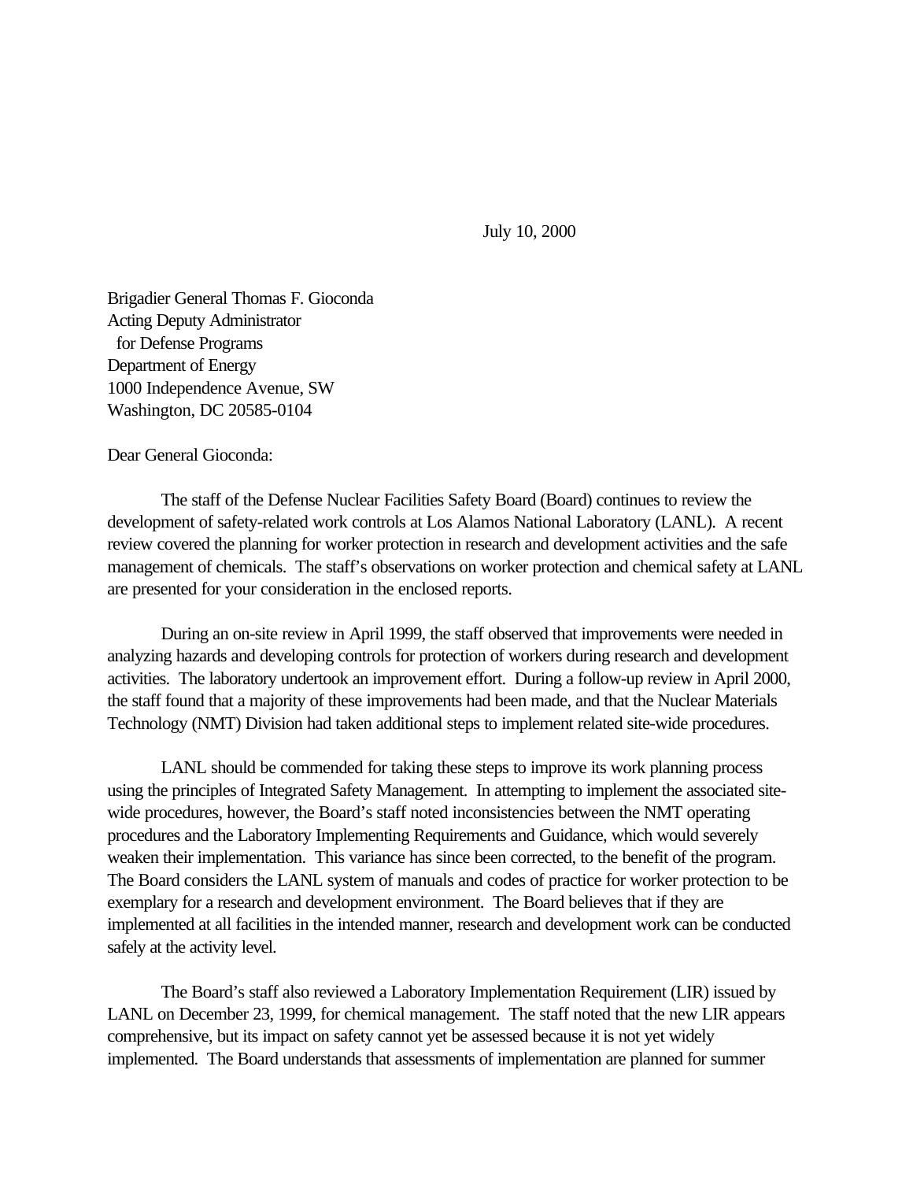July 10, 2000

Brigadier General Thomas F. Gioconda
Acting Deputy Administrator
  for Defense Programs
Department of Energy
1000 Independence Avenue, SW
Washington, DC 20585-0104

Dear General Gioconda:

The staff of the Defense Nuclear Facilities Safety Board (Board) continues to review the development of safety-related work controls at Los Alamos National Laboratory (LANL). A recent review covered the planning for worker protection in research and development activities and the safe management of chemicals. The staff's observations on worker protection and chemical safety at LANL are presented for your consideration in the enclosed reports.

During an on-site review in April 1999, the staff observed that improvements were needed in analyzing hazards and developing controls for protection of workers during research and development activities. The laboratory undertook an improvement effort. During a follow-up review in April 2000, the staff found that a majority of these improvements had been made, and that the Nuclear Materials Technology (NMT) Division had taken additional steps to implement related site-wide procedures.

LANL should be commended for taking these steps to improve its work planning process using the principles of Integrated Safety Management. In attempting to implement the associated site-wide procedures, however, the Board's staff noted inconsistencies between the NMT operating procedures and the Laboratory Implementing Requirements and Guidance, which would severely weaken their implementation. This variance has since been corrected, to the benefit of the program. The Board considers the LANL system of manuals and codes of practice for worker protection to be exemplary for a research and development environment. The Board believes that if they are implemented at all facilities in the intended manner, research and development work can be conducted safely at the activity level.

The Board's staff also reviewed a Laboratory Implementation Requirement (LIR) issued by LANL on December 23, 1999, for chemical management. The staff noted that the new LIR appears comprehensive, but its impact on safety cannot yet be assessed because it is not yet widely implemented. The Board understands that assessments of implementation are planned for summer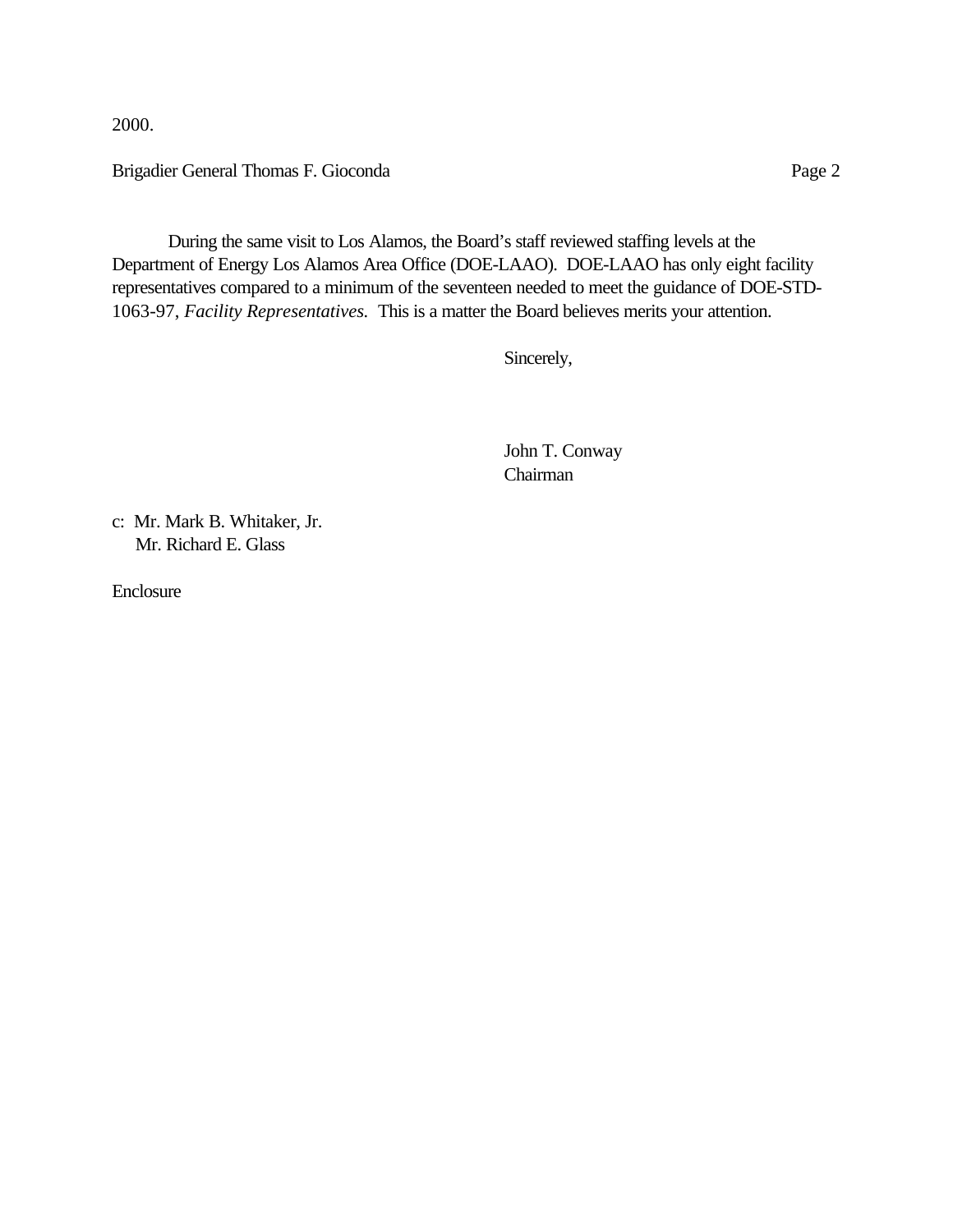2000.

During the same visit to Los Alamos, the Board's staff reviewed staffing levels at the Department of Energy Los Alamos Area Office (DOE-LAAO). DOE-LAAO has only eight facility representatives compared to a minimum of the seventeen needed to meet the guidance of DOE-STD-1063-97, *Facility Representatives.* This is a matter the Board believes merits your attention.

Sincerely,

John T. Conway
Chairman

c: Mr. Mark B. Whitaker, Jr.
Mr. Richard E. Glass

Enclosure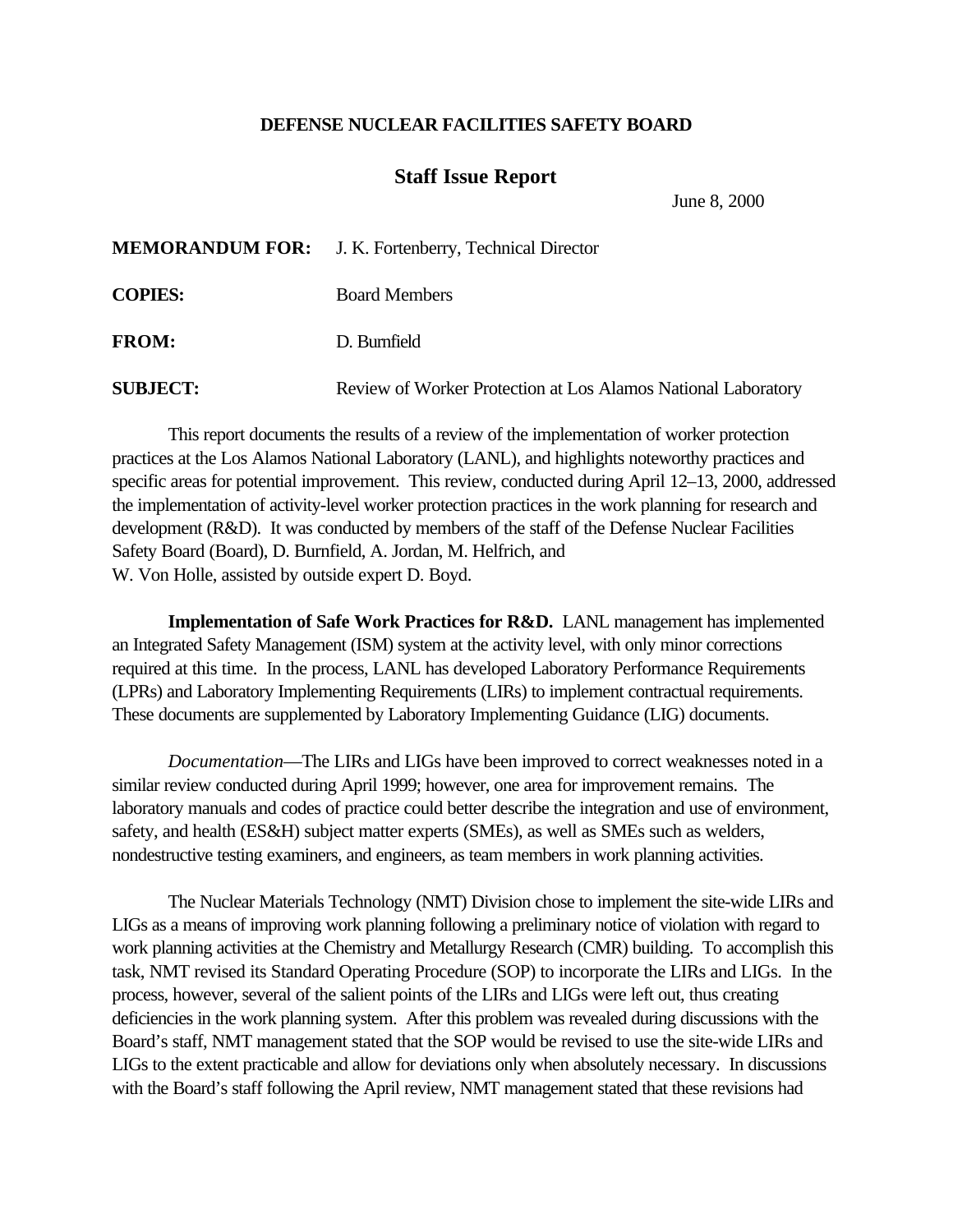**DEFENSE NUCLEAR FACILITIES SAFETY BOARD**

## Staff Issue Report

June 8, 2000

**MEMORANDUM FOR:** J. K. Fortenberry, Technical Director

**COPIES:** Board Members

**FROM:** D. Burnfield

**SUBJECT:** Review of Worker Protection at Los Alamos National Laboratory

This report documents the results of a review of the implementation of worker protection practices at the Los Alamos National Laboratory (LANL), and highlights noteworthy practices and specific areas for potential improvement. This review, conducted during April 12–13, 2000, addressed the implementation of activity-level worker protection practices in the work planning for research and development (R&D). It was conducted by members of the staff of the Defense Nuclear Facilities Safety Board (Board), D. Burnfield, A. Jordan, M. Helfrich, and W. Von Holle, assisted by outside expert D. Boyd.

**Implementation of Safe Work Practices for R&D.** LANL management has implemented an Integrated Safety Management (ISM) system at the activity level, with only minor corrections required at this time. In the process, LANL has developed Laboratory Performance Requirements (LPRs) and Laboratory Implementing Requirements (LIRs) to implement contractual requirements. These documents are supplemented by Laboratory Implementing Guidance (LIG) documents.

*Documentation*—The LIRs and LIGs have been improved to correct weaknesses noted in a similar review conducted during April 1999; however, one area for improvement remains. The laboratory manuals and codes of practice could better describe the integration and use of environment, safety, and health (ES&H) subject matter experts (SMEs), as well as SMEs such as welders, nondestructive testing examiners, and engineers, as team members in work planning activities.

The Nuclear Materials Technology (NMT) Division chose to implement the site-wide LIRs and LIGs as a means of improving work planning following a preliminary notice of violation with regard to work planning activities at the Chemistry and Metallurgy Research (CMR) building. To accomplish this task, NMT revised its Standard Operating Procedure (SOP) to incorporate the LIRs and LIGs. In the process, however, several of the salient points of the LIRs and LIGs were left out, thus creating deficiencies in the work planning system. After this problem was revealed during discussions with the Board's staff, NMT management stated that the SOP would be revised to use the site-wide LIRs and LIGs to the extent practicable and allow for deviations only when absolutely necessary. In discussions with the Board's staff following the April review, NMT management stated that these revisions had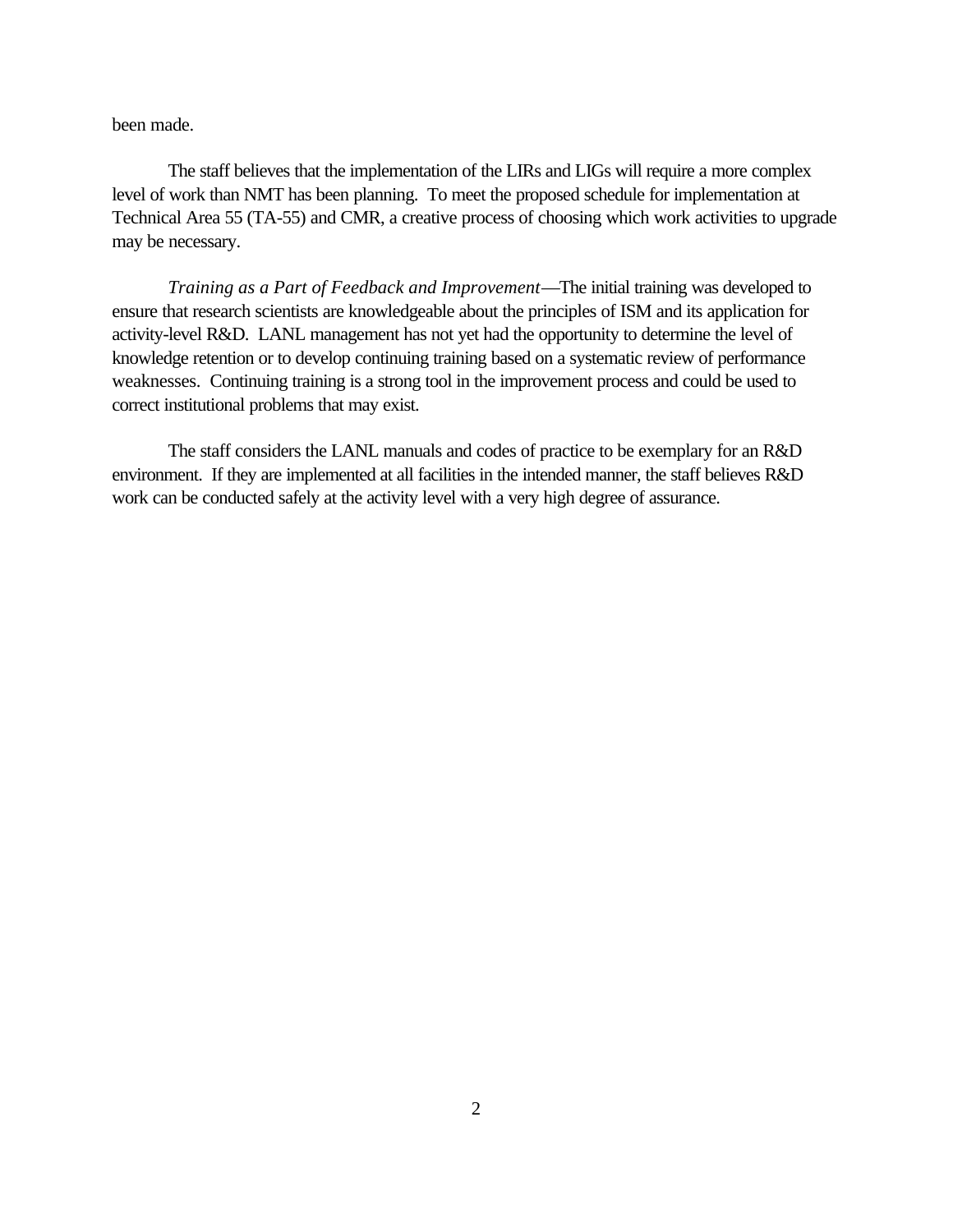been made.

The staff believes that the implementation of the LIRs and LIGs will require a more complex level of work than NMT has been planning. To meet the proposed schedule for implementation at Technical Area 55 (TA-55) and CMR, a creative process of choosing which work activities to upgrade may be necessary.

*Training as a Part of Feedback and Improvement*—The initial training was developed to ensure that research scientists are knowledgeable about the principles of ISM and its application for activity-level R&D. LANL management has not yet had the opportunity to determine the level of knowledge retention or to develop continuing training based on a systematic review of performance weaknesses. Continuing training is a strong tool in the improvement process and could be used to correct institutional problems that may exist.

The staff considers the LANL manuals and codes of practice to be exemplary for an R&D environment. If they are implemented at all facilities in the intended manner, the staff believes R&D work can be conducted safely at the activity level with a very high degree of assurance.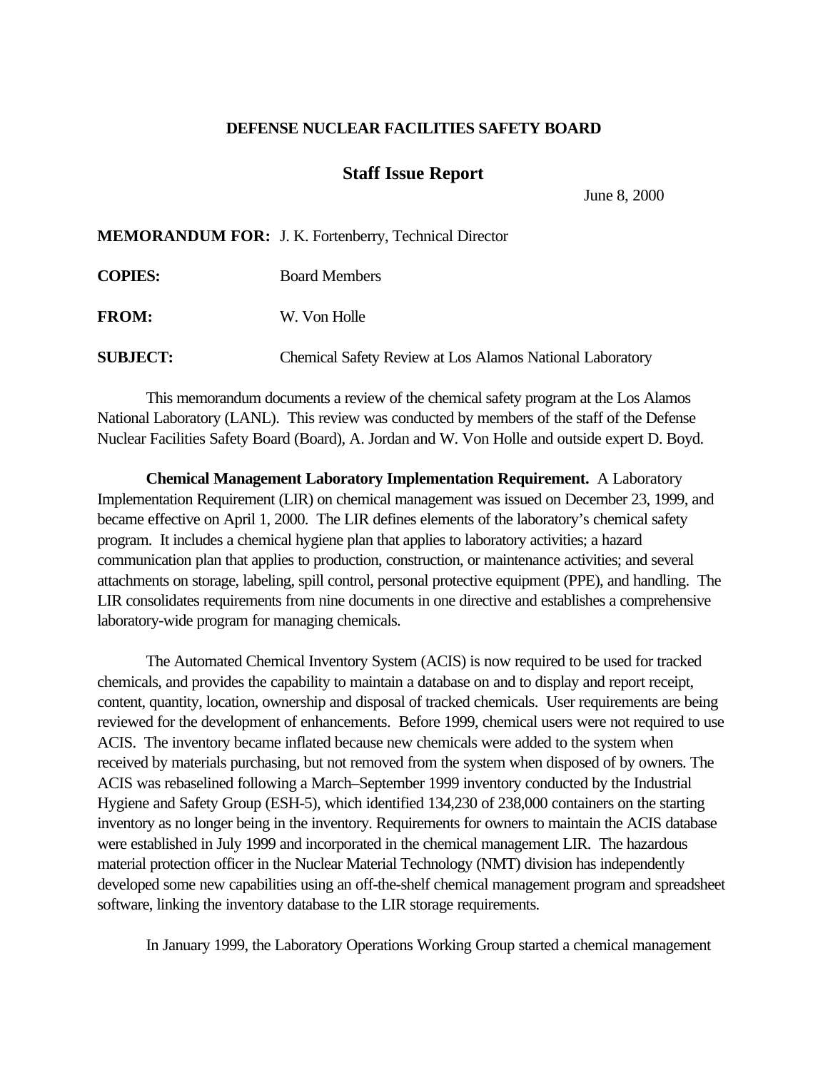**DEFENSE NUCLEAR FACILITIES SAFETY BOARD**

## Staff Issue Report

June 8, 2000

**MEMORANDUM FOR:** J. K. Fortenberry, Technical Director

**COPIES:** Board Members

**FROM:** W. Von Holle

**SUBJECT:** Chemical Safety Review at Los Alamos National Laboratory

This memorandum documents a review of the chemical safety program at the Los Alamos National Laboratory (LANL). This review was conducted by members of the staff of the Defense Nuclear Facilities Safety Board (Board), A. Jordan and W. Von Holle and outside expert D. Boyd.

**Chemical Management Laboratory Implementation Requirement.** A Laboratory Implementation Requirement (LIR) on chemical management was issued on December 23, 1999, and became effective on April 1, 2000. The LIR defines elements of the laboratory's chemical safety program. It includes a chemical hygiene plan that applies to laboratory activities; a hazard communication plan that applies to production, construction, or maintenance activities; and several attachments on storage, labeling, spill control, personal protective equipment (PPE), and handling. The LIR consolidates requirements from nine documents in one directive and establishes a comprehensive laboratory-wide program for managing chemicals.

The Automated Chemical Inventory System (ACIS) is now required to be used for tracked chemicals, and provides the capability to maintain a database on and to display and report receipt, content, quantity, location, ownership and disposal of tracked chemicals. User requirements are being reviewed for the development of enhancements. Before 1999, chemical users were not required to use ACIS. The inventory became inflated because new chemicals were added to the system when received by materials purchasing, but not removed from the system when disposed of by owners. The ACIS was rebaselined following a March–September 1999 inventory conducted by the Industrial Hygiene and Safety Group (ESH-5), which identified 134,230 of 238,000 containers on the starting inventory as no longer being in the inventory. Requirements for owners to maintain the ACIS database were established in July 1999 and incorporated in the chemical management LIR. The hazardous material protection officer in the Nuclear Material Technology (NMT) division has independently developed some new capabilities using an off-the-shelf chemical management program and spreadsheet software, linking the inventory database to the LIR storage requirements.

In January 1999, the Laboratory Operations Working Group started a chemical management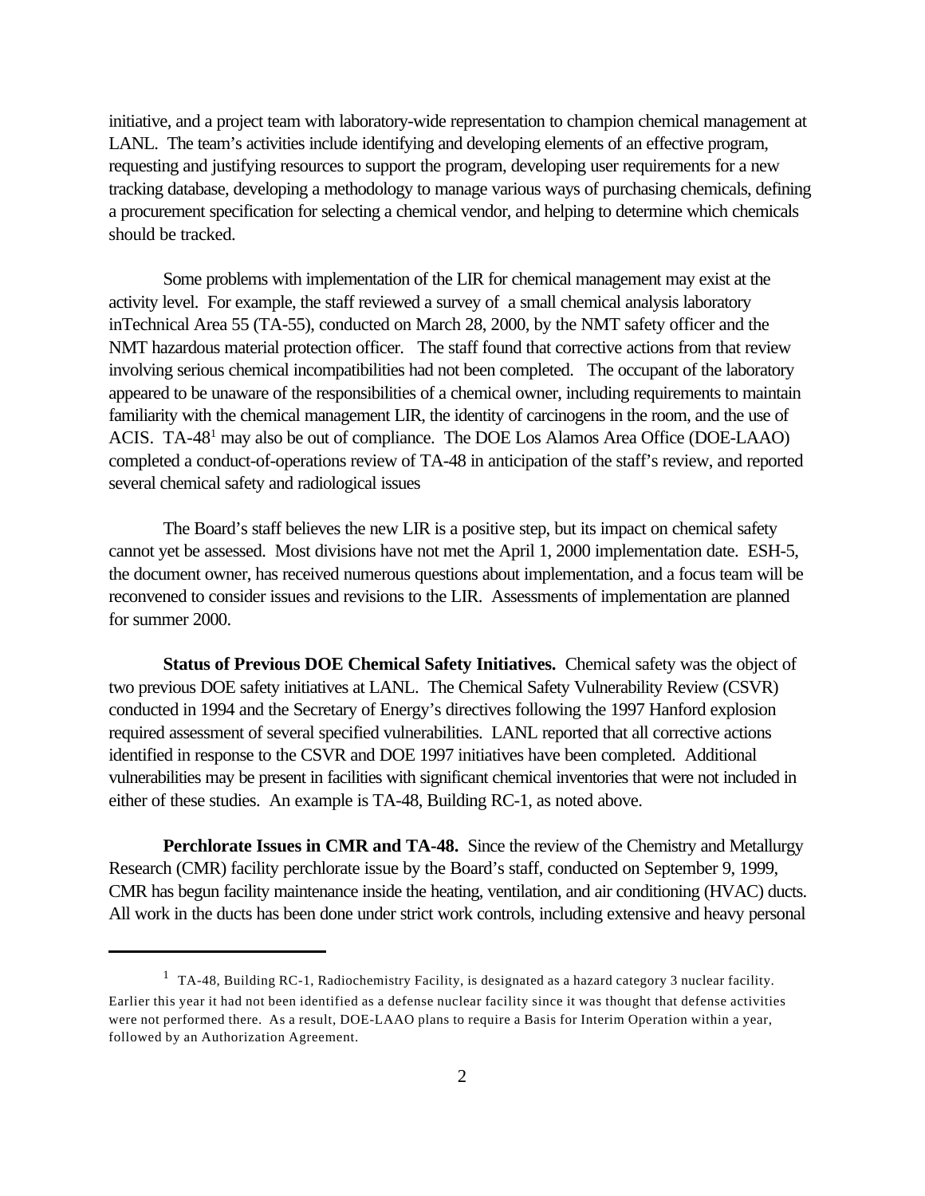initiative, and a project team with laboratory-wide representation to champion chemical management at LANL. The team's activities include identifying and developing elements of an effective program, requesting and justifying resources to support the program, developing user requirements for a new tracking database, developing a methodology to manage various ways of purchasing chemicals, defining a procurement specification for selecting a chemical vendor, and helping to determine which chemicals should be tracked.

Some problems with implementation of the LIR for chemical management may exist at the activity level. For example, the staff reviewed a survey of a small chemical analysis laboratory inTechnical Area 55 (TA-55), conducted on March 28, 2000, by the NMT safety officer and the NMT hazardous material protection officer. The staff found that corrective actions from that review involving serious chemical incompatibilities had not been completed. The occupant of the laboratory appeared to be unaware of the responsibilities of a chemical owner, including requirements to maintain familiarity with the chemical management LIR, the identity of carcinogens in the room, and the use of ACIS. TA-48[1] may also be out of compliance. The DOE Los Alamos Area Office (DOE-LAAO) completed a conduct-of-operations review of TA-48 in anticipation of the staff's review, and reported several chemical safety and radiological issues

The Board's staff believes the new LIR is a positive step, but its impact on chemical safety cannot yet be assessed. Most divisions have not met the April 1, 2000 implementation date. ESH-5, the document owner, has received numerous questions about implementation, and a focus team will be reconvened to consider issues and revisions to the LIR. Assessments of implementation are planned for summer 2000.

**Status of Previous DOE Chemical Safety Initiatives.** Chemical safety was the object of two previous DOE safety initiatives at LANL. The Chemical Safety Vulnerability Review (CSVR) conducted in 1994 and the Secretary of Energy's directives following the 1997 Hanford explosion required assessment of several specified vulnerabilities. LANL reported that all corrective actions identified in response to the CSVR and DOE 1997 initiatives have been completed. Additional vulnerabilities may be present in facilities with significant chemical inventories that were not included in either of these studies. An example is TA-48, Building RC-1, as noted above.

**Perchlorate Issues in CMR and TA-48.** Since the review of the Chemistry and Metallurgy Research (CMR) facility perchlorate issue by the Board's staff, conducted on September 9, 1999, CMR has begun facility maintenance inside the heating, ventilation, and air conditioning (HVAC) ducts. All work in the ducts has been done under strict work controls, including extensive and heavy personal

---

[1] TA-48, Building RC-1, Radiochemistry Facility, is designated as a hazard category 3 nuclear facility. Earlier this year it had not been identified as a defense nuclear facility since it was thought that defense activities were not performed there. As a result, DOE-LAAO plans to require a Basis for Interim Operation within a year, followed by an Authorization Agreement.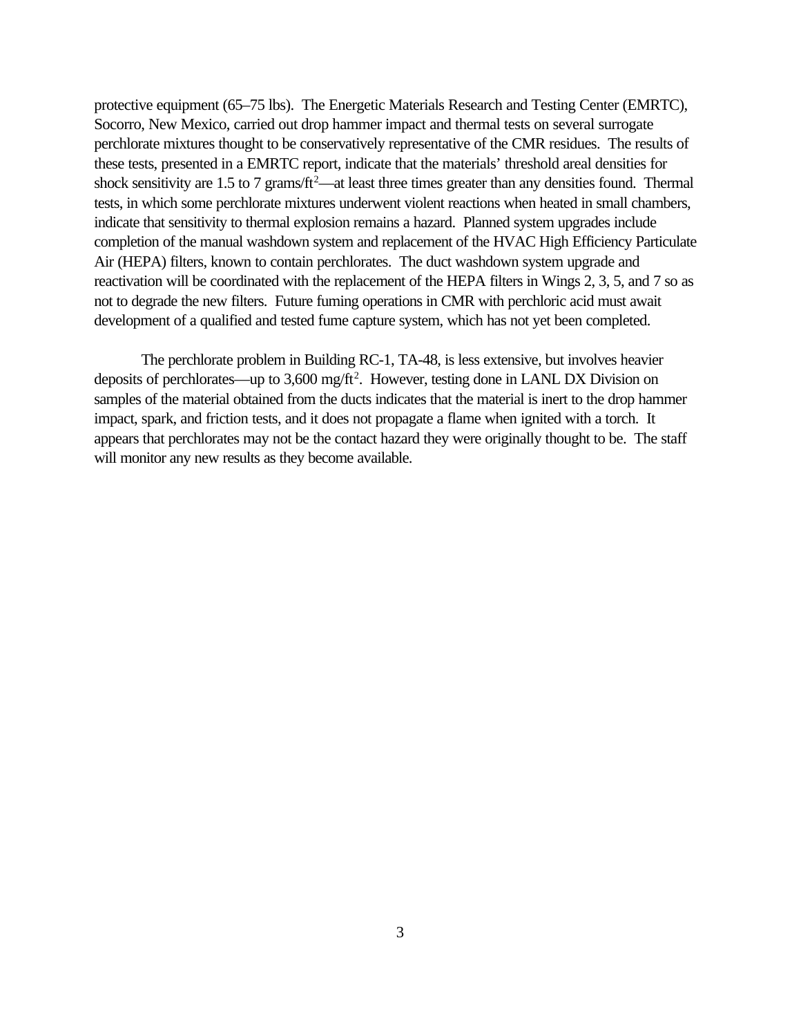protective equipment (65–75 lbs). The Energetic Materials Research and Testing Center (EMRTC), Socorro, New Mexico, carried out drop hammer impact and thermal tests on several surrogate perchlorate mixtures thought to be conservatively representative of the CMR residues. The results of these tests, presented in a EMRTC report, indicate that the materials' threshold areal densities for shock sensitivity are 1.5 to 7 grams/ft$^2$—at least three times greater than any densities found. Thermal tests, in which some perchlorate mixtures underwent violent reactions when heated in small chambers, indicate that sensitivity to thermal explosion remains a hazard. Planned system upgrades include completion of the manual washdown system and replacement of the HVAC High Efficiency Particulate Air (HEPA) filters, known to contain perchlorates. The duct washdown system upgrade and reactivation will be coordinated with the replacement of the HEPA filters in Wings 2, 3, 5, and 7 so as not to degrade the new filters. Future fuming operations in CMR with perchloric acid must await development of a qualified and tested fume capture system, which has not yet been completed.

The perchlorate problem in Building RC-1, TA-48, is less extensive, but involves heavier deposits of perchlorates—up to 3,600 mg/ft$^2$. However, testing done in LANL DX Division on samples of the material obtained from the ducts indicates that the material is inert to the drop hammer impact, spark, and friction tests, and it does not propagate a flame when ignited with a torch. It appears that perchlorates may not be the contact hazard they were originally thought to be. The staff will monitor any new results as they become available.